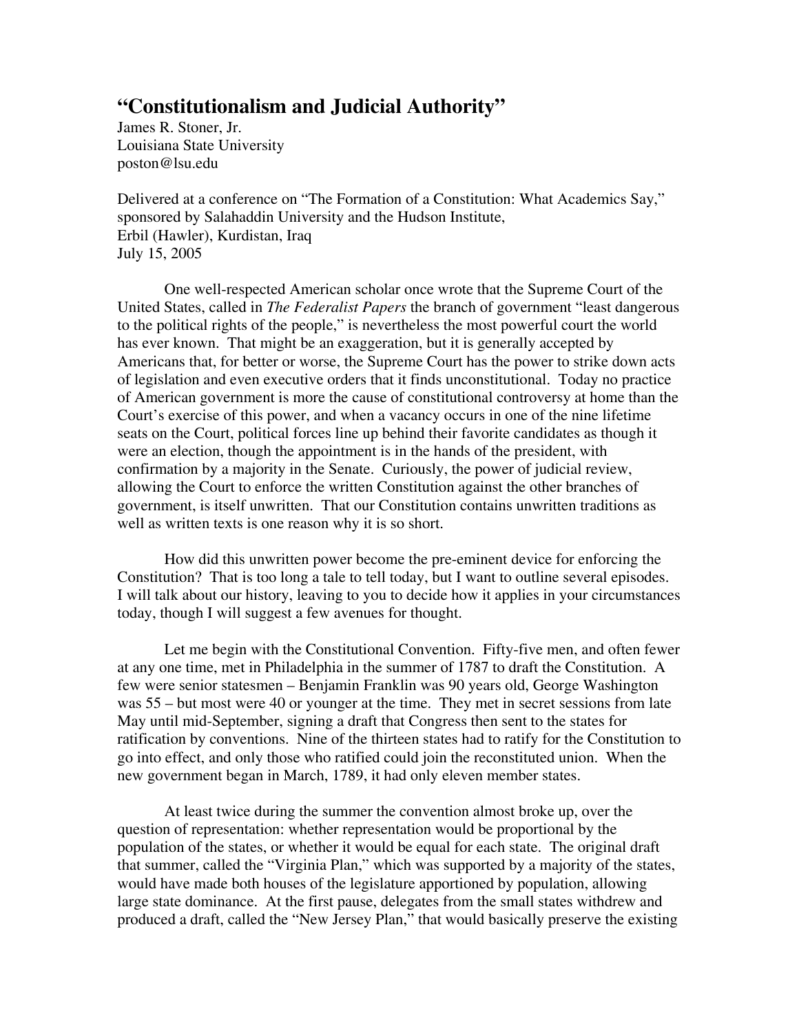# "Constitutionalism and Judicial Authority"

James R. Stoner, Jr.
Louisiana State University
poston@lsu.edu

Delivered at a conference on "The Formation of a Constitution: What Academics Say," sponsored by Salahaddin University and the Hudson Institute,
Erbil (Hawler), Kurdistan, Iraq
July 15, 2005

One well-respected American scholar once wrote that the Supreme Court of the United States, called in *The Federalist Papers* the branch of government "least dangerous to the political rights of the people," is nevertheless the most powerful court the world has ever known. That might be an exaggeration, but it is generally accepted by Americans that, for better or worse, the Supreme Court has the power to strike down acts of legislation and even executive orders that it finds unconstitutional. Today no practice of American government is more the cause of constitutional controversy at home than the Court's exercise of this power, and when a vacancy occurs in one of the nine lifetime seats on the Court, political forces line up behind their favorite candidates as though it were an election, though the appointment is in the hands of the president, with confirmation by a majority in the Senate. Curiously, the power of judicial review, allowing the Court to enforce the written Constitution against the other branches of government, is itself unwritten. That our Constitution contains unwritten traditions as well as written texts is one reason why it is so short.

How did this unwritten power become the pre-eminent device for enforcing the Constitution? That is too long a tale to tell today, but I want to outline several episodes. I will talk about our history, leaving to you to decide how it applies in your circumstances today, though I will suggest a few avenues for thought.

Let me begin with the Constitutional Convention. Fifty-five men, and often fewer at any one time, met in Philadelphia in the summer of 1787 to draft the Constitution. A few were senior statesmen – Benjamin Franklin was 90 years old, George Washington was 55 – but most were 40 or younger at the time. They met in secret sessions from late May until mid-September, signing a draft that Congress then sent to the states for ratification by conventions. Nine of the thirteen states had to ratify for the Constitution to go into effect, and only those who ratified could join the reconstituted union. When the new government began in March, 1789, it had only eleven member states.

At least twice during the summer the convention almost broke up, over the question of representation: whether representation would be proportional by the population of the states, or whether it would be equal for each state. The original draft that summer, called the "Virginia Plan," which was supported by a majority of the states, would have made both houses of the legislature apportioned by population, allowing large state dominance. At the first pause, delegates from the small states withdrew and produced a draft, called the "New Jersey Plan," that would basically preserve the existing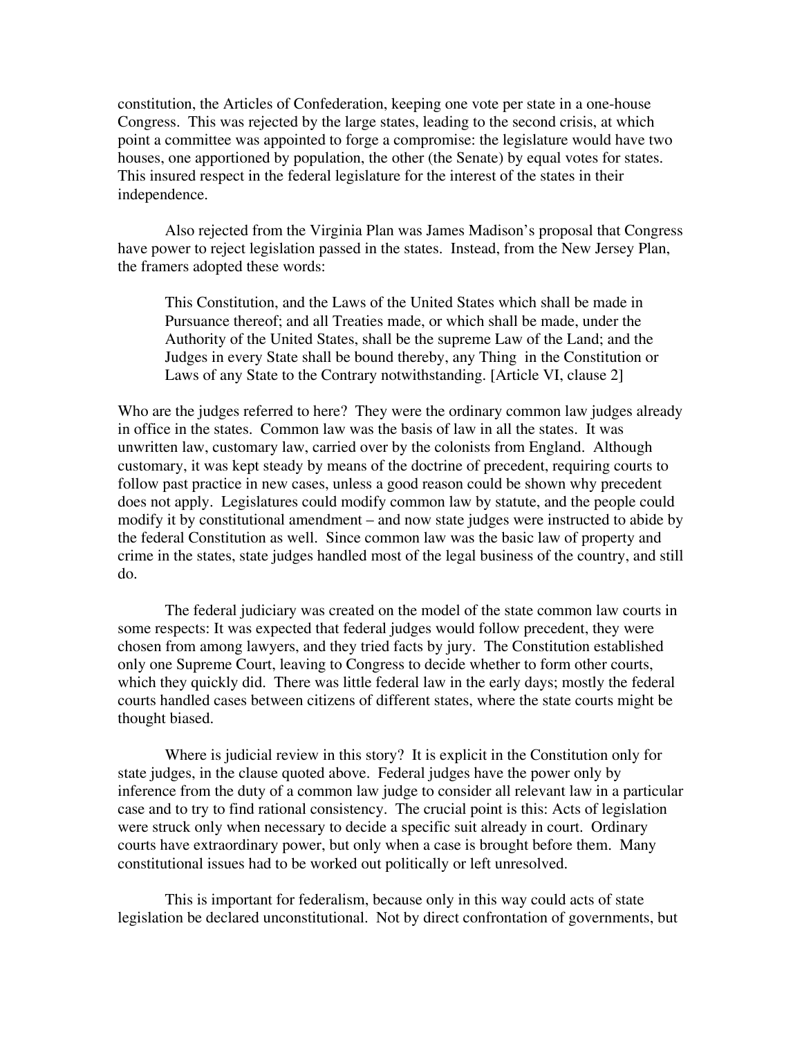constitution, the Articles of Confederation, keeping one vote per state in a one-house Congress. This was rejected by the large states, leading to the second crisis, at which point a committee was appointed to forge a compromise: the legislature would have two houses, one apportioned by population, the other (the Senate) by equal votes for states. This insured respect in the federal legislature for the interest of the states in their independence.

Also rejected from the Virginia Plan was James Madison's proposal that Congress have power to reject legislation passed in the states. Instead, from the New Jersey Plan, the framers adopted these words:

> This Constitution, and the Laws of the United States which shall be made in Pursuance thereof; and all Treaties made, or which shall be made, under the Authority of the United States, shall be the supreme Law of the Land; and the Judges in every State shall be bound thereby, any Thing in the Constitution or Laws of any State to the Contrary notwithstanding. [Article VI, clause 2]

Who are the judges referred to here? They were the ordinary common law judges already in office in the states. Common law was the basis of law in all the states. It was unwritten law, customary law, carried over by the colonists from England. Although customary, it was kept steady by means of the doctrine of precedent, requiring courts to follow past practice in new cases, unless a good reason could be shown why precedent does not apply. Legislatures could modify common law by statute, and the people could modify it by constitutional amendment – and now state judges were instructed to abide by the federal Constitution as well. Since common law was the basic law of property and crime in the states, state judges handled most of the legal business of the country, and still do.

The federal judiciary was created on the model of the state common law courts in some respects: It was expected that federal judges would follow precedent, they were chosen from among lawyers, and they tried facts by jury. The Constitution established only one Supreme Court, leaving to Congress to decide whether to form other courts, which they quickly did. There was little federal law in the early days; mostly the federal courts handled cases between citizens of different states, where the state courts might be thought biased.

Where is judicial review in this story? It is explicit in the Constitution only for state judges, in the clause quoted above. Federal judges have the power only by inference from the duty of a common law judge to consider all relevant law in a particular case and to try to find rational consistency. The crucial point is this: Acts of legislation were struck only when necessary to decide a specific suit already in court. Ordinary courts have extraordinary power, but only when a case is brought before them. Many constitutional issues had to be worked out politically or left unresolved.

This is important for federalism, because only in this way could acts of state legislation be declared unconstitutional. Not by direct confrontation of governments, but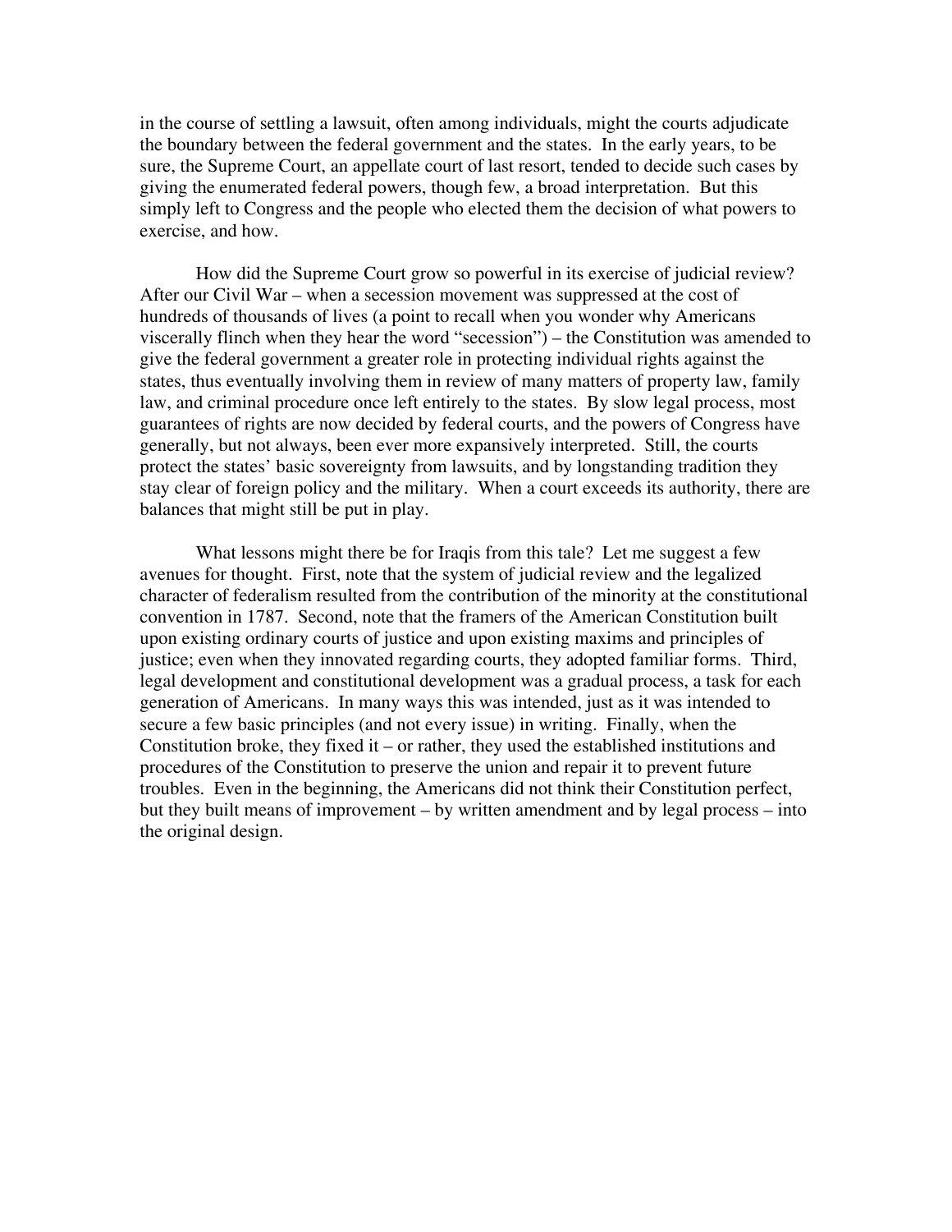in the course of settling a lawsuit, often among individuals, might the courts adjudicate the boundary between the federal government and the states. In the early years, to be sure, the Supreme Court, an appellate court of last resort, tended to decide such cases by giving the enumerated federal powers, though few, a broad interpretation. But this simply left to Congress and the people who elected them the decision of what powers to exercise, and how.

How did the Supreme Court grow so powerful in its exercise of judicial review? After our Civil War – when a secession movement was suppressed at the cost of hundreds of thousands of lives (a point to recall when you wonder why Americans viscerally flinch when they hear the word "secession") – the Constitution was amended to give the federal government a greater role in protecting individual rights against the states, thus eventually involving them in review of many matters of property law, family law, and criminal procedure once left entirely to the states. By slow legal process, most guarantees of rights are now decided by federal courts, and the powers of Congress have generally, but not always, been ever more expansively interpreted. Still, the courts protect the states' basic sovereignty from lawsuits, and by longstanding tradition they stay clear of foreign policy and the military. When a court exceeds its authority, there are balances that might still be put in play.

What lessons might there be for Iraqis from this tale? Let me suggest a few avenues for thought. First, note that the system of judicial review and the legalized character of federalism resulted from the contribution of the minority at the constitutional convention in 1787. Second, note that the framers of the American Constitution built upon existing ordinary courts of justice and upon existing maxims and principles of justice; even when they innovated regarding courts, they adopted familiar forms. Third, legal development and constitutional development was a gradual process, a task for each generation of Americans. In many ways this was intended, just as it was intended to secure a few basic principles (and not every issue) in writing. Finally, when the Constitution broke, they fixed it – or rather, they used the established institutions and procedures of the Constitution to preserve the union and repair it to prevent future troubles. Even in the beginning, the Americans did not think their Constitution perfect, but they built means of improvement – by written amendment and by legal process – into the original design.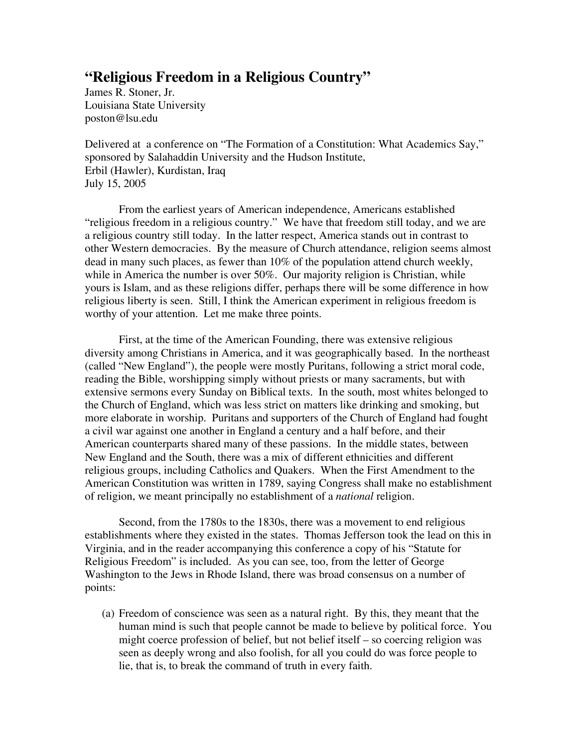# "Religious Freedom in a Religious Country"

James R. Stoner, Jr.
Louisiana State University
poston@lsu.edu

Delivered at a conference on "The Formation of a Constitution: What Academics Say," sponsored by Salahaddin University and the Hudson Institute,
Erbil (Hawler), Kurdistan, Iraq
July 15, 2005

From the earliest years of American independence, Americans established "religious freedom in a religious country." We have that freedom still today, and we are a religious country still today. In the latter respect, America stands out in contrast to other Western democracies. By the measure of Church attendance, religion seems almost dead in many such places, as fewer than 10% of the population attend church weekly, while in America the number is over 50%. Our majority religion is Christian, while yours is Islam, and as these religions differ, perhaps there will be some difference in how religious liberty is seen. Still, I think the American experiment in religious freedom is worthy of your attention. Let me make three points.

First, at the time of the American Founding, there was extensive religious diversity among Christians in America, and it was geographically based. In the northeast (called "New England"), the people were mostly Puritans, following a strict moral code, reading the Bible, worshipping simply without priests or many sacraments, but with extensive sermons every Sunday on Biblical texts. In the south, most whites belonged to the Church of England, which was less strict on matters like drinking and smoking, but more elaborate in worship. Puritans and supporters of the Church of England had fought a civil war against one another in England a century and a half before, and their American counterparts shared many of these passions. In the middle states, between New England and the South, there was a mix of different ethnicities and different religious groups, including Catholics and Quakers. When the First Amendment to the American Constitution was written in 1789, saying Congress shall make no establishment of religion, we meant principally no establishment of a *national* religion.

Second, from the 1780s to the 1830s, there was a movement to end religious establishments where they existed in the states. Thomas Jefferson took the lead on this in Virginia, and in the reader accompanying this conference a copy of his "Statute for Religious Freedom" is included. As you can see, too, from the letter of George Washington to the Jews in Rhode Island, there was broad consensus on a number of points:

(a) Freedom of conscience was seen as a natural right. By this, they meant that the human mind is such that people cannot be made to believe by political force. You might coerce profession of belief, but not belief itself – so coercing religion was seen as deeply wrong and also foolish, for all you could do was force people to lie, that is, to break the command of truth in every faith.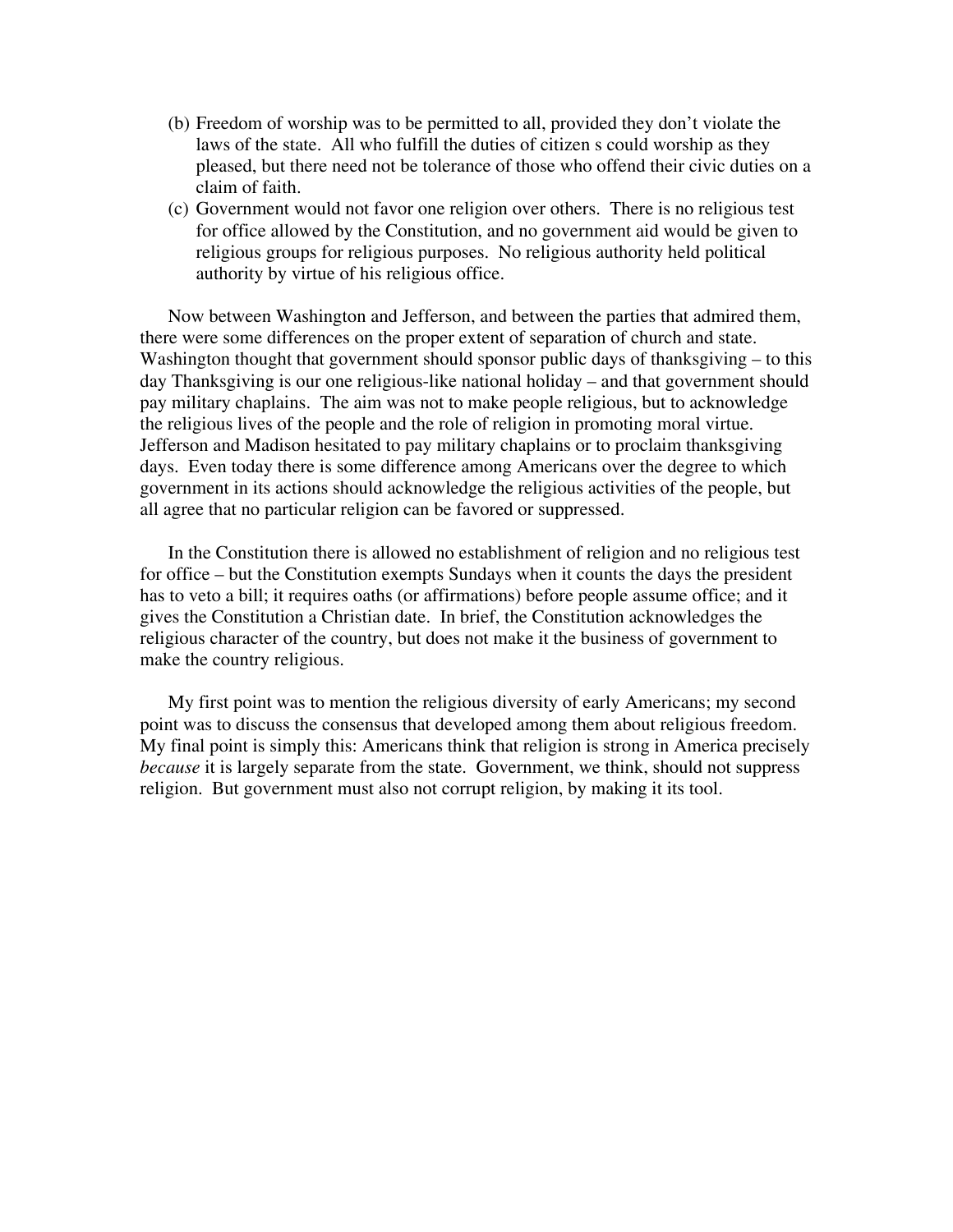(b) Freedom of worship was to be permitted to all, provided they don't violate the laws of the state. All who fulfill the duties of citizen s could worship as they pleased, but there need not be tolerance of those who offend their civic duties on a claim of faith.

(c) Government would not favor one religion over others. There is no religious test for office allowed by the Constitution, and no government aid would be given to religious groups for religious purposes. No religious authority held political authority by virtue of his religious office.

Now between Washington and Jefferson, and between the parties that admired them, there were some differences on the proper extent of separation of church and state. Washington thought that government should sponsor public days of thanksgiving – to this day Thanksgiving is our one religious-like national holiday – and that government should pay military chaplains. The aim was not to make people religious, but to acknowledge the religious lives of the people and the role of religion in promoting moral virtue. Jefferson and Madison hesitated to pay military chaplains or to proclaim thanksgiving days. Even today there is some difference among Americans over the degree to which government in its actions should acknowledge the religious activities of the people, but all agree that no particular religion can be favored or suppressed.

In the Constitution there is allowed no establishment of religion and no religious test for office – but the Constitution exempts Sundays when it counts the days the president has to veto a bill; it requires oaths (or affirmations) before people assume office; and it gives the Constitution a Christian date. In brief, the Constitution acknowledges the religious character of the country, but does not make it the business of government to make the country religious.

My first point was to mention the religious diversity of early Americans; my second point was to discuss the consensus that developed among them about religious freedom. My final point is simply this: Americans think that religion is strong in America precisely *because* it is largely separate from the state. Government, we think, should not suppress religion. But government must also not corrupt religion, by making it its tool.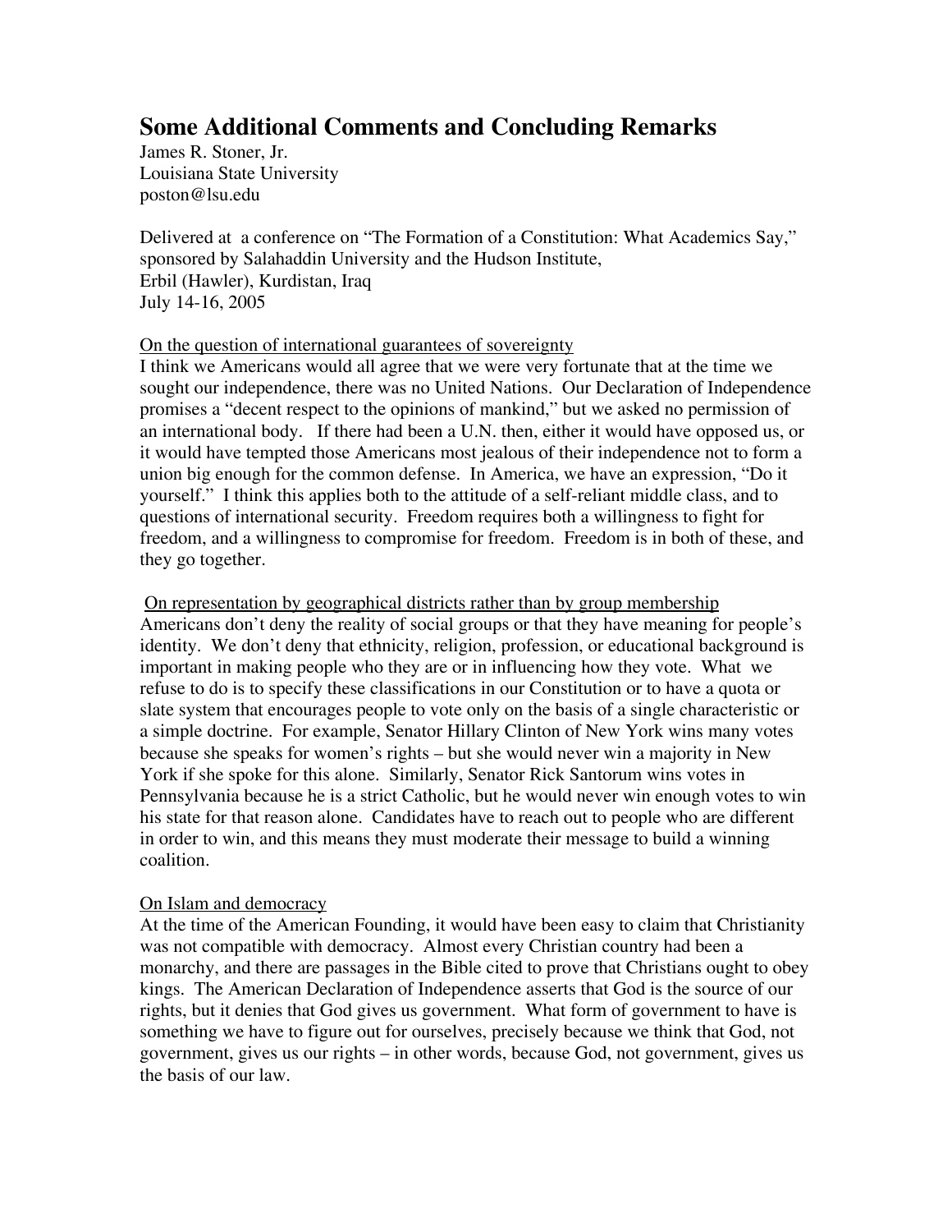# Some Additional Comments and Concluding Remarks

James R. Stoner, Jr.
Louisiana State University
poston@lsu.edu

Delivered at a conference on "The Formation of a Constitution: What Academics Say," sponsored by Salahaddin University and the Hudson Institute,
Erbil (Hawler), Kurdistan, Iraq
July 14-16, 2005

<u>On the question of international guarantees of sovereignty</u>

I think we Americans would all agree that we were very fortunate that at the time we sought our independence, there was no United Nations. Our Declaration of Independence promises a "decent respect to the opinions of mankind," but we asked no permission of an international body. If there had been a U.N. then, either it would have opposed us, or it would have tempted those Americans most jealous of their independence not to form a union big enough for the common defense. In America, we have an expression, "Do it yourself." I think this applies both to the attitude of a self-reliant middle class, and to questions of international security. Freedom requires both a willingness to fight for freedom, and a willingness to compromise for freedom. Freedom is in both of these, and they go together.

<u>On representation by geographical districts rather than by group membership</u>

Americans don't deny the reality of social groups or that they have meaning for people's identity. We don't deny that ethnicity, religion, profession, or educational background is important in making people who they are or in influencing how they vote. What we refuse to do is to specify these classifications in our Constitution or to have a quota or slate system that encourages people to vote only on the basis of a single characteristic or a simple doctrine. For example, Senator Hillary Clinton of New York wins many votes because she speaks for women's rights – but she would never win a majority in New York if she spoke for this alone. Similarly, Senator Rick Santorum wins votes in Pennsylvania because he is a strict Catholic, but he would never win enough votes to win his state for that reason alone. Candidates have to reach out to people who are different in order to win, and this means they must moderate their message to build a winning coalition.

<u>On Islam and democracy</u>

At the time of the American Founding, it would have been easy to claim that Christianity was not compatible with democracy. Almost every Christian country had been a monarchy, and there are passages in the Bible cited to prove that Christians ought to obey kings. The American Declaration of Independence asserts that God is the source of our rights, but it denies that God gives us government. What form of government to have is something we have to figure out for ourselves, precisely because we think that God, not government, gives us our rights – in other words, because God, not government, gives us the basis of our law.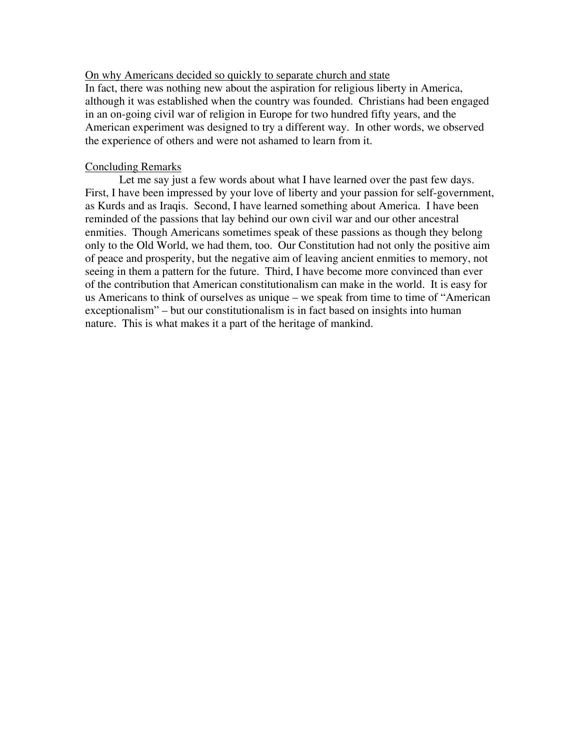<u>On why Americans decided so quickly to separate church and state</u>

In fact, there was nothing new about the aspiration for religious liberty in America, although it was established when the country was founded. Christians had been engaged in an on-going civil war of religion in Europe for two hundred fifty years, and the American experiment was designed to try a different way. In other words, we observed the experience of others and were not ashamed to learn from it.

<u>Concluding Remarks</u>

Let me say just a few words about what I have learned over the past few days. First, I have been impressed by your love of liberty and your passion for self-government, as Kurds and as Iraqis. Second, I have learned something about America. I have been reminded of the passions that lay behind our own civil war and our other ancestral enmities. Though Americans sometimes speak of these passions as though they belong only to the Old World, we had them, too. Our Constitution had not only the positive aim of peace and prosperity, but the negative aim of leaving ancient enmities to memory, not seeing in them a pattern for the future. Third, I have become more convinced than ever of the contribution that American constitutionalism can make in the world. It is easy for us Americans to think of ourselves as unique – we speak from time to time of "American exceptionalism" – but our constitutionalism is in fact based on insights into human nature. This is what makes it a part of the heritage of mankind.